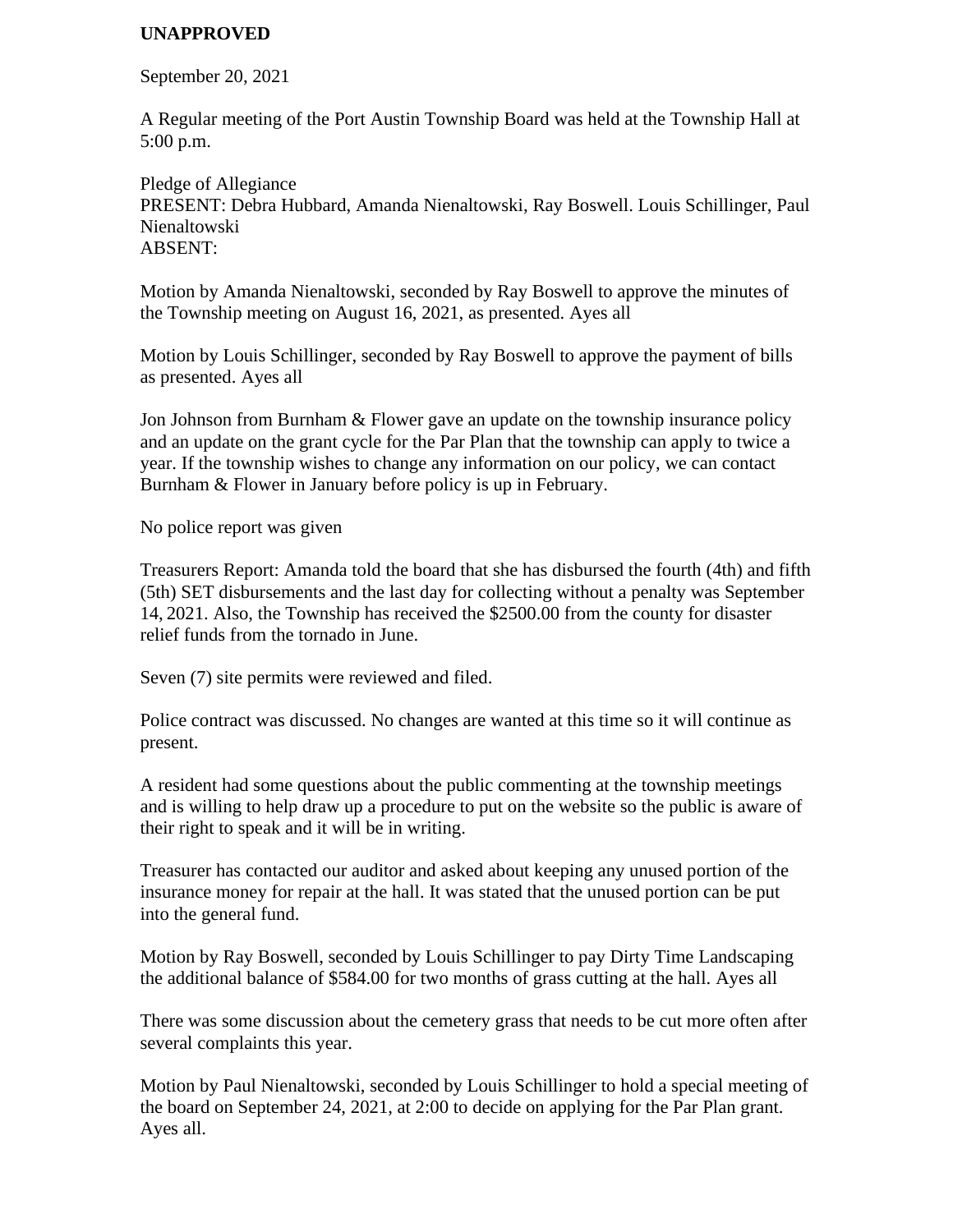**UNAPPROVED**

September 20, 2021

A Regular meeting of the Port Austin Township Board was held at the Township Hall at 5:00 p.m.

Pledge of Allegiance
PRESENT: Debra Hubbard, Amanda Nienaltowski, Ray Boswell. Louis Schillinger, Paul Nienaltowski
ABSENT:

Motion by Amanda Nienaltowski, seconded by Ray Boswell to approve the minutes of the Township meeting on August 16, 2021, as presented. Ayes all

Motion by Louis Schillinger, seconded by Ray Boswell to approve the payment of bills as presented. Ayes all

Jon Johnson from Burnham & Flower gave an update on the township insurance policy and an update on the grant cycle for the Par Plan that the township can apply to twice a year. If the township wishes to change any information on our policy, we can contact Burnham & Flower in January before policy is up in February.

No police report was given

Treasurers Report: Amanda told the board that she has disbursed the fourth (4th) and fifth (5th) SET disbursements and the last day for collecting without a penalty was September 14, 2021. Also, the Township has received the $2500.00 from the county for disaster relief funds from the tornado in June.

Seven (7) site permits were reviewed and filed.

Police contract was discussed. No changes are wanted at this time so it will continue as present.

A resident had some questions about the public commenting at the township meetings and is willing to help draw up a procedure to put on the website so the public is aware of their right to speak and it will be in writing.

Treasurer has contacted our auditor and asked about keeping any unused portion of the insurance money for repair at the hall. It was stated that the unused portion can be put into the general fund.

Motion by Ray Boswell, seconded by Louis Schillinger to pay Dirty Time Landscaping the additional balance of $584.00 for two months of grass cutting at the hall. Ayes all

There was some discussion about the cemetery grass that needs to be cut more often after several complaints this year.

Motion by Paul Nienaltowski, seconded by Louis Schillinger to hold a special meeting of the board on September 24, 2021, at 2:00 to decide on applying for the Par Plan grant. Ayes all.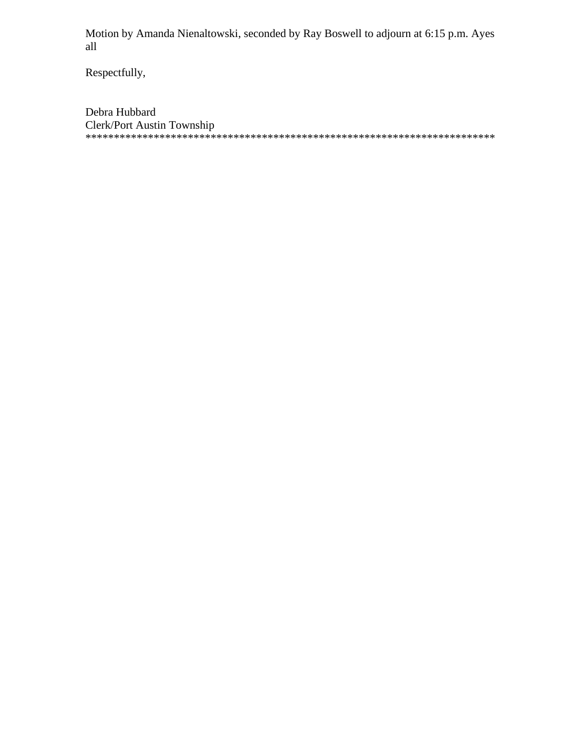Motion by Amanda Nienaltowski, seconded by Ray Boswell to adjourn at 6:15 p.m. Ayes all

Respectfully,

Debra Hubbard
Clerk/Port Austin Township
*************************************************************************